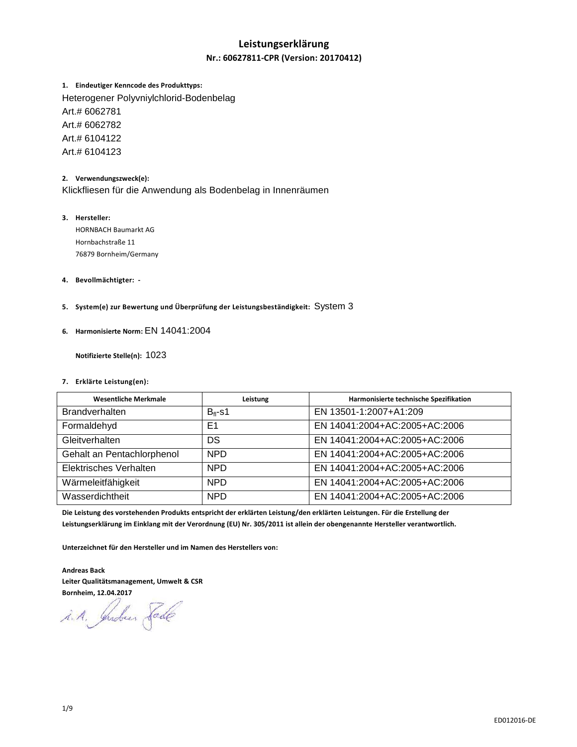# Leistungserklärung

**Nr.: 60627811-CPR (Version: 20170412)**

1. **Eindeutiger Kenncode des Produkttyps:**

Heterogener Polyvniylchlorid-Bodenbelag
Art.# 6062781
Art.# 6062782
Art.# 6104122
Art.# 6104123

2. **Verwendungszweck(e):**

Klickfliesen für die Anwendung als Bodenbelag in Innenräumen

3. **Hersteller:**

HORNBACH Baumarkt AG
Hornbachstraße 11
76879 Bornheim/Germany

4. **Bevollmächtigter:** -

5. **System(e) zur Bewertung und Überprüfung der Leistungsbeständigkeit:** System 3

6. **Harmonisierte Norm:** EN 14041:2004

**Notifizierte Stelle(n):** 1023

7. **Erklärte Leistung(en):**

| Wesentliche Merkmale | Leistung | Harmonisierte technische Spezifikation |
|---|---|---|
| Brandverhalten | $B_{fl}$-s1 | EN 13501-1:2007+A1:209 |
| Formaldehyd | E1 | EN 14041:2004+AC:2005+AC:2006 |
| Gleitverhalten | DS | EN 14041:2004+AC:2005+AC:2006 |
| Gehalt an Pentachlorphenol | NPD | EN 14041:2004+AC:2005+AC:2006 |
| Elektrisches Verhalten | NPD | EN 14041:2004+AC:2005+AC:2006 |
| Wärmeleitfähigkeit | NPD | EN 14041:2004+AC:2005+AC:2006 |
| Wasserdichtheit | NPD | EN 14041:2004+AC:2005+AC:2006 |

**Die Leistung des vorstehenden Produkts entspricht der erklärten Leistung/den erklärten Leistungen. Für die Erstellung der Leistungserklärung im Einklang mit der Verordnung (EU) Nr. 305/2011 ist allein der obengenannte Hersteller verantwortlich.**

**Unterzeichnet für den Hersteller und im Namen des Herstellers von:**

**Andreas Back**
**Leiter Qualitätsmanagement, Umwelt & CSR**
**Bornheim, 12.04.2017**

i.A. Andreas Back

ED012016-DE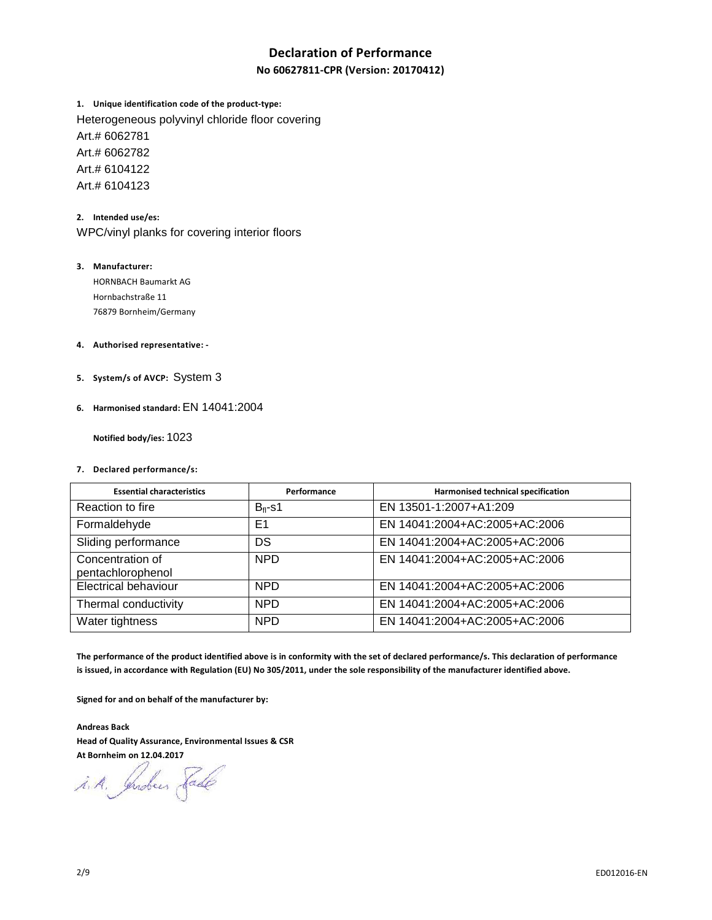# Declaration of Performance

**No 60627811-CPR (Version: 20170412)**

1. **Unique identification code of the product-type:**

Heterogeneous polyvinyl chloride floor covering
Art.# 6062781
Art.# 6062782
Art.# 6104122
Art.# 6104123

2. **Intended use/es:**

WPC/vinyl planks for covering interior floors

3. **Manufacturer:**

HORNBACH Baumarkt AG
Hornbachstraße 11
76879 Bornheim/Germany

4. **Authorised representative:** -

5. **System/s of AVCP:** System 3

6. **Harmonised standard:** EN 14041:2004

**Notified body/ies:** 1023

7. **Declared performance/s:**

| Essential characteristics | Performance | Harmonised technical specification |
|---|---|---|
| Reaction to fire | $B_{fl}$-s1 | EN 13501-1:2007+A1:209 |
| Formaldehyde | E1 | EN 14041:2004+AC:2005+AC:2006 |
| Sliding performance | DS | EN 14041:2004+AC:2005+AC:2006 |
| Concentration of pentachlorophenol | NPD | EN 14041:2004+AC:2005+AC:2006 |
| Electrical behaviour | NPD | EN 14041:2004+AC:2005+AC:2006 |
| Thermal conductivity | NPD | EN 14041:2004+AC:2005+AC:2006 |
| Water tightness | NPD | EN 14041:2004+AC:2005+AC:2006 |

**The performance of the product identified above is in conformity with the set of declared performance/s. This declaration of performance is issued, in accordance with Regulation (EU) No 305/2011, under the sole responsibility of the manufacturer identified above.**

**Signed for and on behalf of the manufacturer by:**

**Andreas Back**
**Head of Quality Assurance, Environmental Issues & CSR**
**At Bornheim on 12.04.2017**

i. A. Andreas Back

ED012016-EN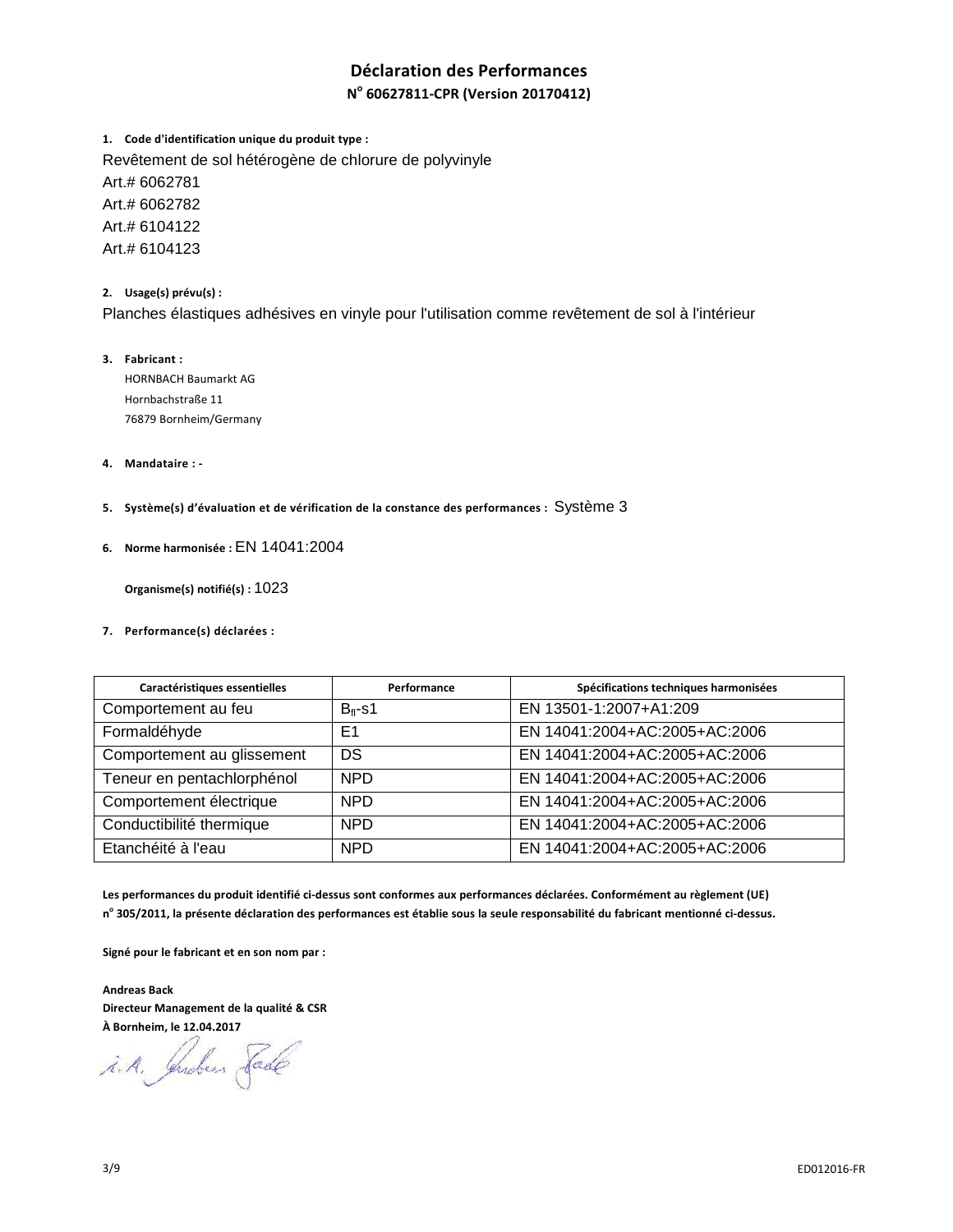# Déclaration des Performances

**N° 60627811-CPR (Version 20170412)**

1. **Code d'identification unique du produit type :**

Revêtement de sol hétérogène de chlorure de polyvinyle
Art.# 6062781
Art.# 6062782
Art.# 6104122
Art.# 6104123

2. **Usage(s) prévu(s) :**

Planches élastiques adhésives en vinyle pour l'utilisation comme revêtement de sol à l'intérieur

3. **Fabricant :**

HORNBACH Baumarkt AG
Hornbachstraße 11
76879 Bornheim/Germany

4. **Mandataire : -**

5. **Système(s) d'évaluation et de vérification de la constance des performances :** Système 3

6. **Norme harmonisée :** EN 14041:2004

**Organisme(s) notifié(s) :** 1023

7. **Performance(s) déclarées :**

| Caractéristiques essentielles | Performance | Spécifications techniques harmonisées |
|---|---|---|
| Comportement au feu | $B_{fl}$-s1 | EN 13501-1:2007+A1:209 |
| Formaldéhyde | E1 | EN 14041:2004+AC:2005+AC:2006 |
| Comportement au glissement | DS | EN 14041:2004+AC:2005+AC:2006 |
| Teneur en pentachlorphénol | NPD | EN 14041:2004+AC:2005+AC:2006 |
| Comportement électrique | NPD | EN 14041:2004+AC:2005+AC:2006 |
| Conductibilité thermique | NPD | EN 14041:2004+AC:2005+AC:2006 |
| Etanchéité à l'eau | NPD | EN 14041:2004+AC:2005+AC:2006 |

**Les performances du produit identifié ci-dessus sont conformes aux performances déclarées. Conformément au règlement (UE) n° 305/2011, la présente déclaration des performances est établie sous la seule responsabilité du fabricant mentionné ci-dessus.**

**Signé pour le fabricant et en son nom par :**

**Andreas Back**
**Directeur Management de la qualité & CSR**
**À Bornheim, le 12.04.2017**

i. A. Andreas Back

ED012016-FR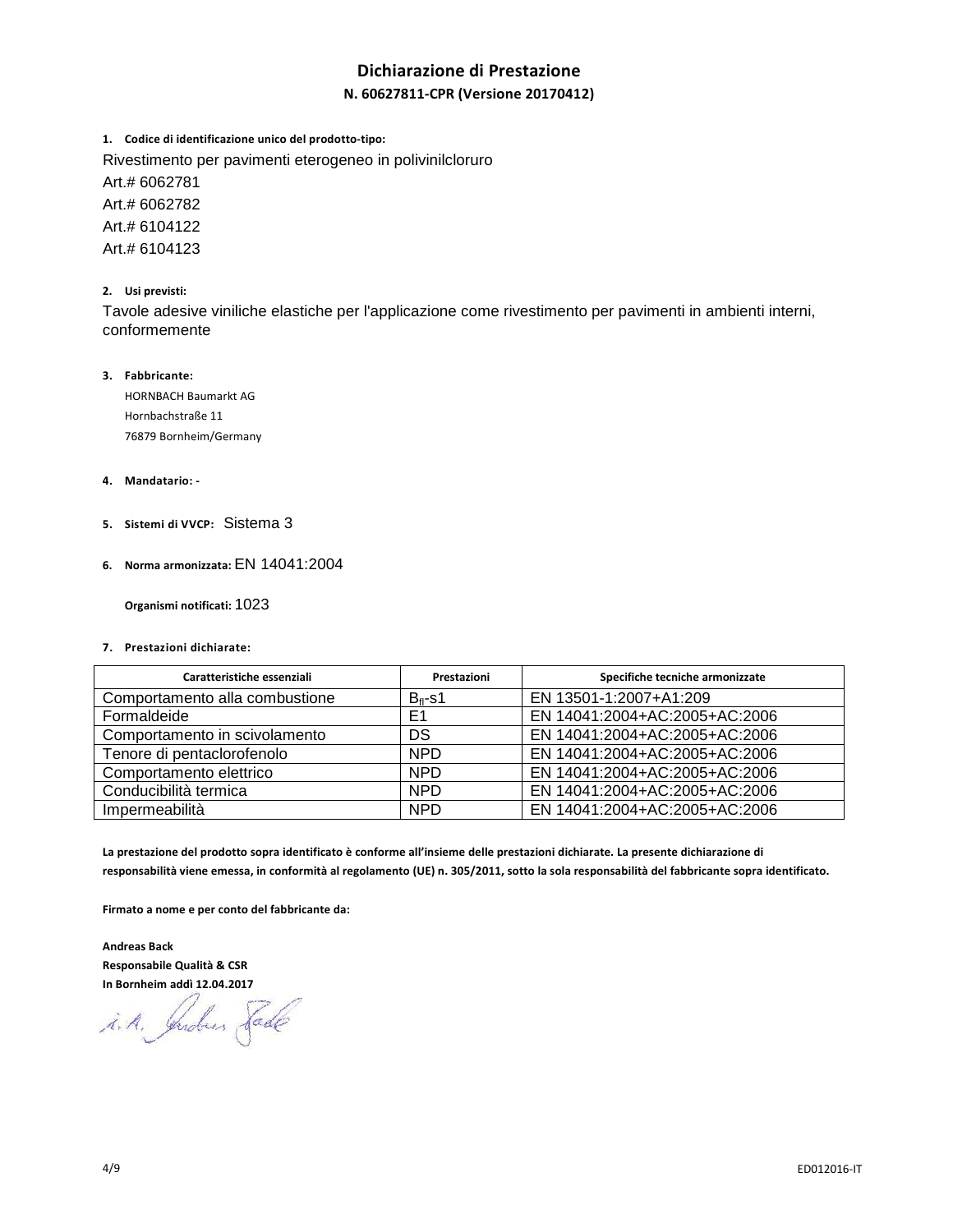# Dichiarazione di Prestazione

## N. 60627811-CPR (Versione 20170412)

1. **Codice di identificazione unico del prodotto-tipo:**

   Rivestimento per pavimenti eterogeneo in polivinilcloruro

   Art.# 6062781

   Art.# 6062782

   Art.# 6104122

   Art.# 6104123

2. **Usi previsti:**

   Tavole adesive viniliche elastiche per l'applicazione come rivestimento per pavimenti in ambienti interni, conformemente

3. **Fabbricante:**

   HORNBACH Baumarkt AG
   Hornbachstraße 11
   76879 Bornheim/Germany

4. **Mandatario:** -

5. **Sistemi di VVCP:** Sistema 3

6. **Norma armonizzata:** EN 14041:2004

   **Organismi notificati:** 1023

7. **Prestazioni dichiarate:**

| Caratteristiche essenziali | Prestazioni | Specifiche tecniche armonizzate |
|---|---|---|
| Comportamento alla combustione | $B_{fl}$-s1 | EN 13501-1:2007+A1:209 |
| Formaldeide | E1 | EN 14041:2004+AC:2005+AC:2006 |
| Comportamento in scivolamento | DS | EN 14041:2004+AC:2005+AC:2006 |
| Tenore di pentaclorofenolo | NPD | EN 14041:2004+AC:2005+AC:2006 |
| Comportamento elettrico | NPD | EN 14041:2004+AC:2005+AC:2006 |
| Conducibilità termica | NPD | EN 14041:2004+AC:2005+AC:2006 |
| Impermeabilità | NPD | EN 14041:2004+AC:2005+AC:2006 |

**La prestazione del prodotto sopra identificato è conforme all'insieme delle prestazioni dichiarate. La presente dichiarazione di responsabilità viene emessa, in conformità al regolamento (UE) n. 305/2011, sotto la sola responsabilità del fabbricante sopra identificato.**

**Firmato a nome e per conto del fabbricante da:**

**Andreas Back**
**Responsabile Qualità & CSR**
**In Bornheim addì 12.04.2017**

i.A. Andreas Back

ED012016-IT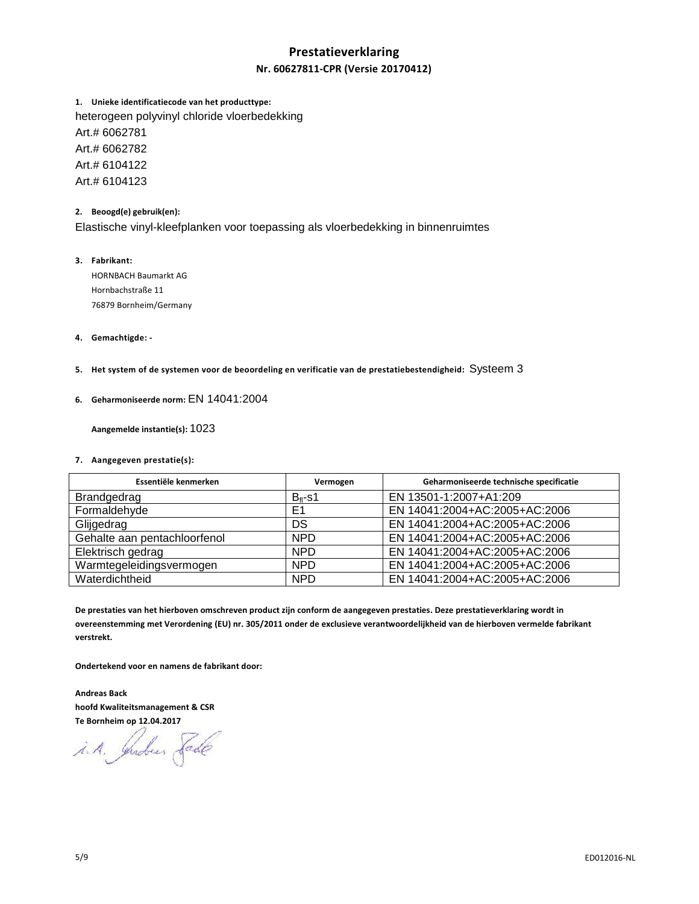# Prestatieverklaring

**Nr. 60627811-CPR (Versie 20170412)**

1. **Unieke identificatiecode van het producttype:**

heterogeen polyvinyl chloride vloerbedekking
Art.# 6062781
Art.# 6062782
Art.# 6104122
Art.# 6104123

2. **Beoogd(e) gebruik(en):**

Elastische vinyl-kleefplanken voor toepassing als vloerbedekking in binnenruimtes

3. **Fabrikant:**

HORNBACH Baumarkt AG
Hornbachstraße 11
76879 Bornheim/Germany

4. **Gemachtigde: -**

5. **Het system of de systemen voor de beoordeling en verificatie van de prestatiebestendigheid:** Systeem 3

6. **Geharmoniseerde norm:** EN 14041:2004

**Aangemelde instantie(s):** 1023

7. **Aangegeven prestatie(s):**

| Essentiële kenmerken | Vermogen | Geharmoniseerde technische specificatie |
|---|---|---|
| Brandgedrag | $B_{fl}$-s1 | EN 13501-1:2007+A1:209 |
| Formaldehyde | E1 | EN 14041:2004+AC:2005+AC:2006 |
| Glijgedrag | DS | EN 14041:2004+AC:2005+AC:2006 |
| Gehalte aan pentachloorfenol | NPD | EN 14041:2004+AC:2005+AC:2006 |
| Elektrisch gedrag | NPD | EN 14041:2004+AC:2005+AC:2006 |
| Warmtegeleidingsvermogen | NPD | EN 14041:2004+AC:2005+AC:2006 |
| Waterdichtheid | NPD | EN 14041:2004+AC:2005+AC:2006 |

**De prestaties van het hierboven omschreven product zijn conform de aangegeven prestaties. Deze prestatieverklaring wordt in overeenstemming met Verordening (EU) nr. 305/2011 onder de exclusieve verantwoordelijkheid van de hierboven vermelde fabrikant verstrekt.**

**Ondertekend voor en namens de fabrikant door:**

**Andreas Back**
**hoofd Kwaliteitsmanagement & CSR**
**Te Bornheim op 12.04.2017**

i. A. Andreas Back

ED012016-NL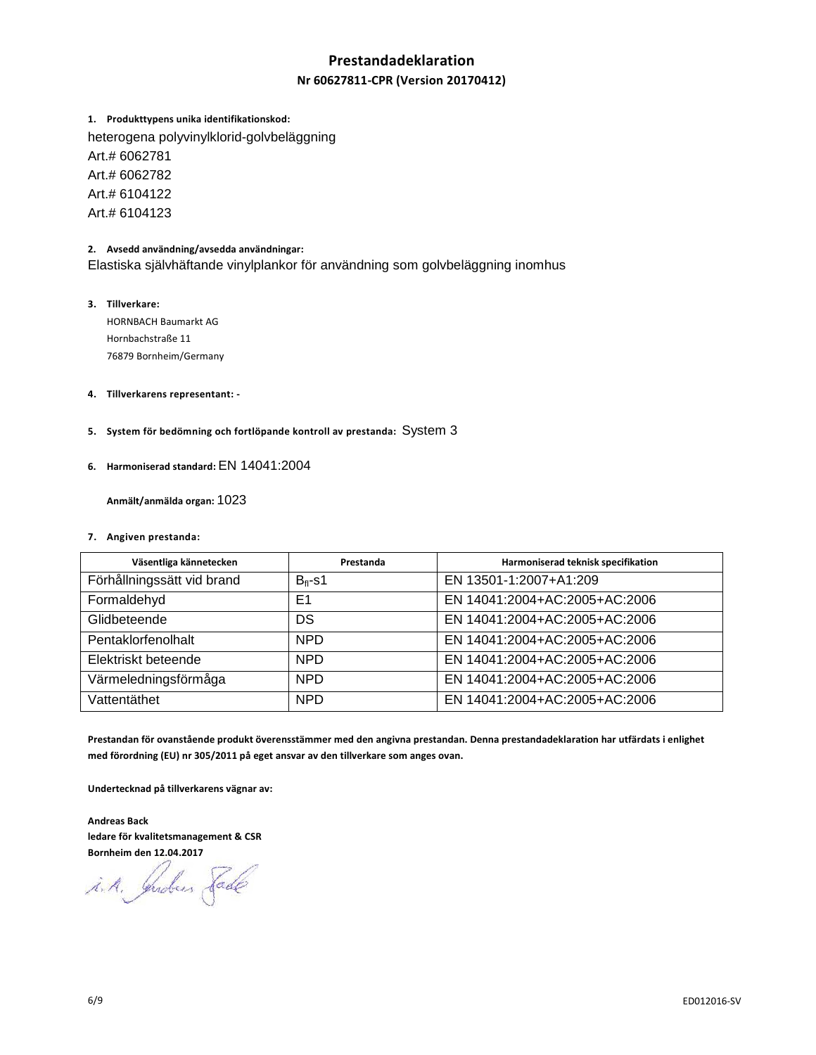# Prestandadeklaration

## Nr 60627811-CPR (Version 20170412)

**1. Produkttypens unika identifikationskod:**

heterogena polyvinylklorid-golvbeläggning

Art.# 6062781

Art.# 6062782

Art.# 6104122

Art.# 6104123

**2. Avsedd användning/avsedda användningar:**

Elastiska självhäftande vinylplankor för användning som golvbeläggning inomhus

**3. Tillverkare:**

HORNBACH Baumarkt AG

Hornbachstraße 11

76879 Bornheim/Germany

**4. Tillverkarens representant:** -

**5. System för bedömning och fortlöpande kontroll av prestanda:** System 3

**6. Harmoniserad standard:** EN 14041:2004

**Anmält/anmälda organ:** 1023

**7. Angiven prestanda:**

| Väsentliga kännetecken | Prestanda | Harmoniserad teknisk specifikation |
|---|---|---|
| Förhållningssätt vid brand | $B_{fl}$-s1 | EN 13501-1:2007+A1:209 |
| Formaldehyd | E1 | EN 14041:2004+AC:2005+AC:2006 |
| Glidbeteende | DS | EN 14041:2004+AC:2005+AC:2006 |
| Pentaklorfenolhalt | NPD | EN 14041:2004+AC:2005+AC:2006 |
| Elektriskt beteende | NPD | EN 14041:2004+AC:2005+AC:2006 |
| Värmeledningsförmåga | NPD | EN 14041:2004+AC:2005+AC:2006 |
| Vattentäthet | NPD | EN 14041:2004+AC:2005+AC:2006 |

**Prestandan för ovanstående produkt överensstämmer med den angivna prestandan. Denna prestandadeklaration har utfärdats i enlighet med förordning (EU) nr 305/2011 på eget ansvar av den tillverkare som anges ovan.**

**Undertecknad på tillverkarens vägnar av:**

**Andreas Back**
**ledare för kvalitetsmanagement & CSR**
**Bornheim den 12.04.2017**

i.A. Andreas Back

ED012016-SV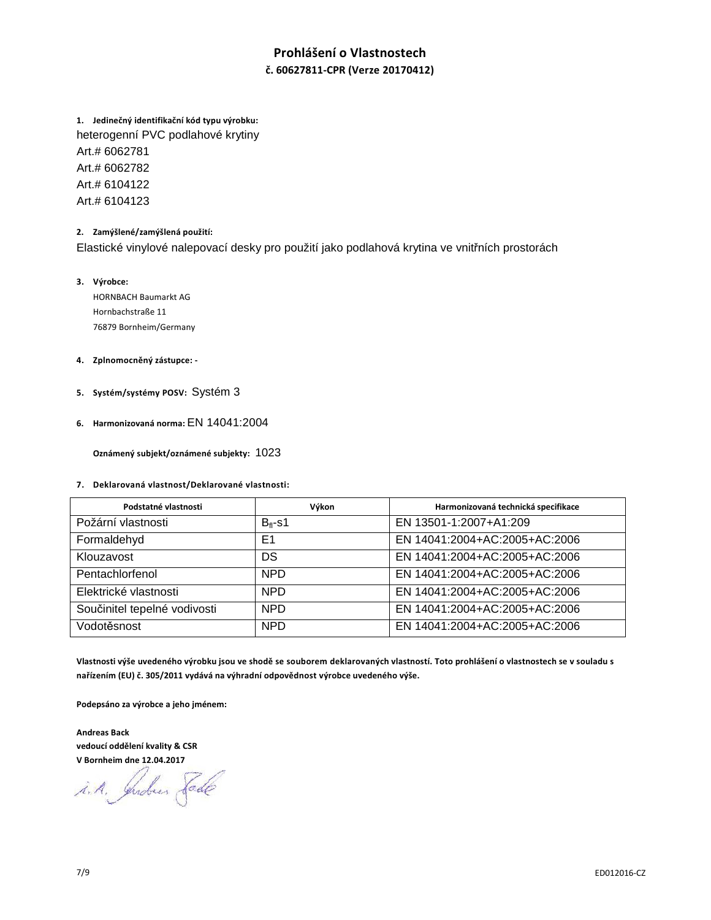# Prohlášení o Vlastnostech

## č. 60627811-CPR (Verze 20170412)

**1. Jedinečný identifikační kód typu výrobku:**

heterogenní PVC podlahové krytiny
Art.# 6062781
Art.# 6062782
Art.# 6104122
Art.# 6104123

**2. Zamýšlené/zamýšlená použití:**

Elastické vinylové nalepovací desky pro použití jako podlahová krytina ve vnitřních prostorách

**3. Výrobce:**

HORNBACH Baumarkt AG
Hornbachstraße 11
76879 Bornheim/Germany

**4. Zplnomocněný zástupce: -**

**5. Systém/systémy POSV:** Systém 3

**6. Harmonizovaná norma:** EN 14041:2004

**Oznámený subjekt/oznámené subjekty:** 1023

**7. Deklarovaná vlastnost/Deklarované vlastnosti:**

| Podstatné vlastnosti | Výkon | Harmonizovaná technická specifikace |
|---|---|---|
| Požární vlastnosti | $B_{fl}$-s1 | EN 13501-1:2007+A1:209 |
| Formaldehyd | E1 | EN 14041:2004+AC:2005+AC:2006 |
| Klouzavost | DS | EN 14041:2004+AC:2005+AC:2006 |
| Pentachlorfenol | NPD | EN 14041:2004+AC:2005+AC:2006 |
| Elektrické vlastnosti | NPD | EN 14041:2004+AC:2005+AC:2006 |
| Součinitel tepelné vodivosti | NPD | EN 14041:2004+AC:2005+AC:2006 |
| Vodotěsnost | NPD | EN 14041:2004+AC:2005+AC:2006 |

**Vlastnosti výše uvedeného výrobku jsou ve shodě se souborem deklarovaných vlastností. Toto prohlášení o vlastnostech se v souladu s nařízením (EU) č. 305/2011 vydává na výhradní odpovědnost výrobce uvedeného výše.**

**Podepsáno za výrobce a jeho jménem:**

**Andreas Back**
**vedoucí oddělení kvality & CSR**
**V Bornheim dne 12.04.2017**

i.A. Andreas Back

ED012016-CZ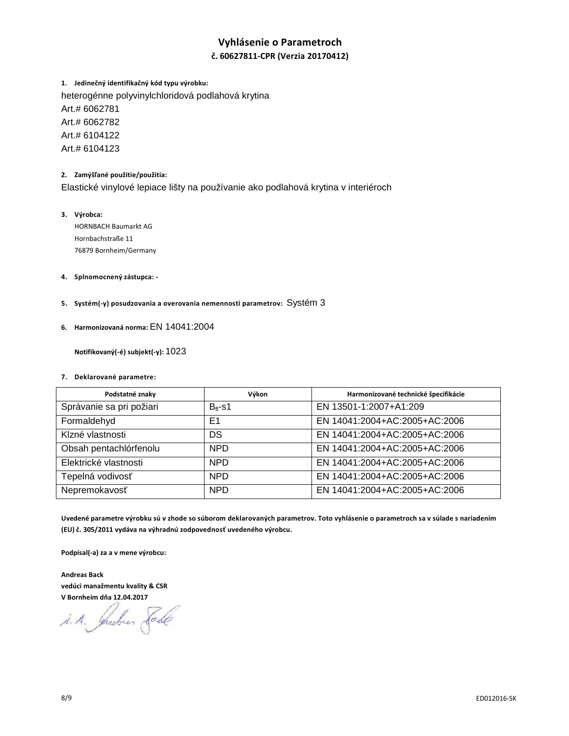# Vyhlásenie o Parametroch

## č. 60627811-CPR (Verzia 20170412)

1. **Jedinečný identifikačný kód typu výrobku:**

heterogénne polyvinylchloridová podlahová krytina
Art.# 6062781
Art.# 6062782
Art.# 6104122
Art.# 6104123

2. **Zamýšľané použitie/použitia:**

Elastické vinylové lepiace lišty na používanie ako podlahová krytina v interiéroch

3. **Výrobca:**

HORNBACH Baumarkt AG
Hornbachstraße 11
76879 Bornheim/Germany

4. **Splnomocnený zástupca:** -

5. **Systém(-y) posudzovania a overovania nemennosti parametrov:** Systém 3

6. **Harmonizovaná norma:** EN 14041:2004

**Notifikovaný(-é) subjekt(-y):** 1023

7. **Deklarované parametre:**

| Podstatné znaky | Výkon | Harmonizované technické špecifikácie |
|---|---|---|
| Správanie sa pri požiari | $B_{fl}$-s1 | EN 13501-1:2007+A1:209 |
| Formaldehyd | E1 | EN 14041:2004+AC:2005+AC:2006 |
| Klzné vlastnosti | DS | EN 14041:2004+AC:2005+AC:2006 |
| Obsah pentachlórfenolu | NPD | EN 14041:2004+AC:2005+AC:2006 |
| Elektrické vlastnosti | NPD | EN 14041:2004+AC:2005+AC:2006 |
| Tepelná vodivosť | NPD | EN 14041:2004+AC:2005+AC:2006 |
| Nepremokavosť | NPD | EN 14041:2004+AC:2005+AC:2006 |

**Uvedené parametre výrobku sú v zhode so súborom deklarovaných parametrov. Toto vyhlásenie o parametroch sa v súlade s nariadením (EU) č. 305/2011 vydáva na výhradnú zodpovednosť uvedeného výrobcu.**

**Podpísal(-a) za a v mene výrobcu:**

**Andreas Back**
**vedúci manažmentu kvality & CSR**
**V Bornheim dňa 12.04.2017**

i. A. Andreas Back

ED012016-SK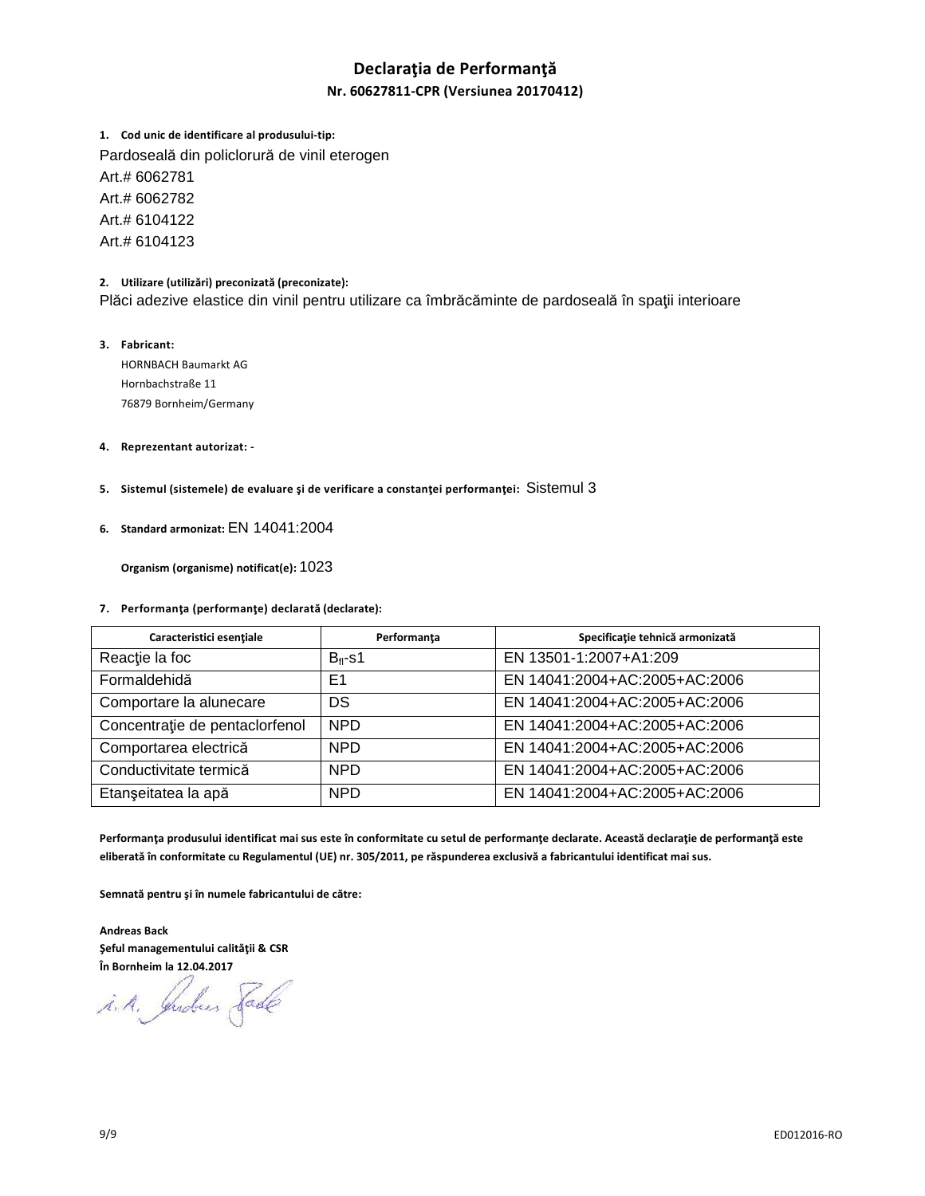# Declaraţia de Performanţă

**Nr. 60627811-CPR (Versiunea 20170412)**

**1. Cod unic de identificare al produsului-tip:**

Pardoseală din policlorură de vinil eterogen
Art.# 6062781
Art.# 6062782
Art.# 6104122
Art.# 6104123

**2. Utilizare (utilizări) preconizată (preconizate):**

Plăci adezive elastice din vinil pentru utilizare ca îmbrăcăminte de pardoseală în spaţii interioare

**3. Fabricant:**

HORNBACH Baumarkt AG
Hornbachstraße 11
76879 Bornheim/Germany

**4. Reprezentant autorizat: -**

**5. Sistemul (sistemele) de evaluare şi de verificare a constanţei performanţei:** Sistemul 3

**6. Standard armonizat:** EN 14041:2004

**Organism (organisme) notificat(e):** 1023

**7. Performanţa (performanţe) declarată (declarate):**

| Caracteristici esenţiale | Performanţa | Specificaţie tehnică armonizată |
|---|---|---|
| Reacţie la foc | $B_{fl}$-s1 | EN 13501-1:2007+A1:209 |
| Formaldehidă | E1 | EN 14041:2004+AC:2005+AC:2006 |
| Comportare la alunecare | DS | EN 14041:2004+AC:2005+AC:2006 |
| Concentraţie de pentaclorfenol | NPD | EN 14041:2004+AC:2005+AC:2006 |
| Comportarea electrică | NPD | EN 14041:2004+AC:2005+AC:2006 |
| Conductivitate termică | NPD | EN 14041:2004+AC:2005+AC:2006 |
| Etanşeitatea la apă | NPD | EN 14041:2004+AC:2005+AC:2006 |

**Performanţa produsului identificat mai sus este în conformitate cu setul de performanţe declarate. Această declaraţie de performanţă este eliberată în conformitate cu Regulamentul (UE) nr. 305/2011, pe răspunderea exclusivă a fabricantului identificat mai sus.**

**Semnată pentru şi în numele fabricantului de către:**

**Andreas Back**
**Şeful managementului calităţii & CSR**
**În Bornheim la 12.04.2017**

i.A. Andreas Back

ED012016-RO